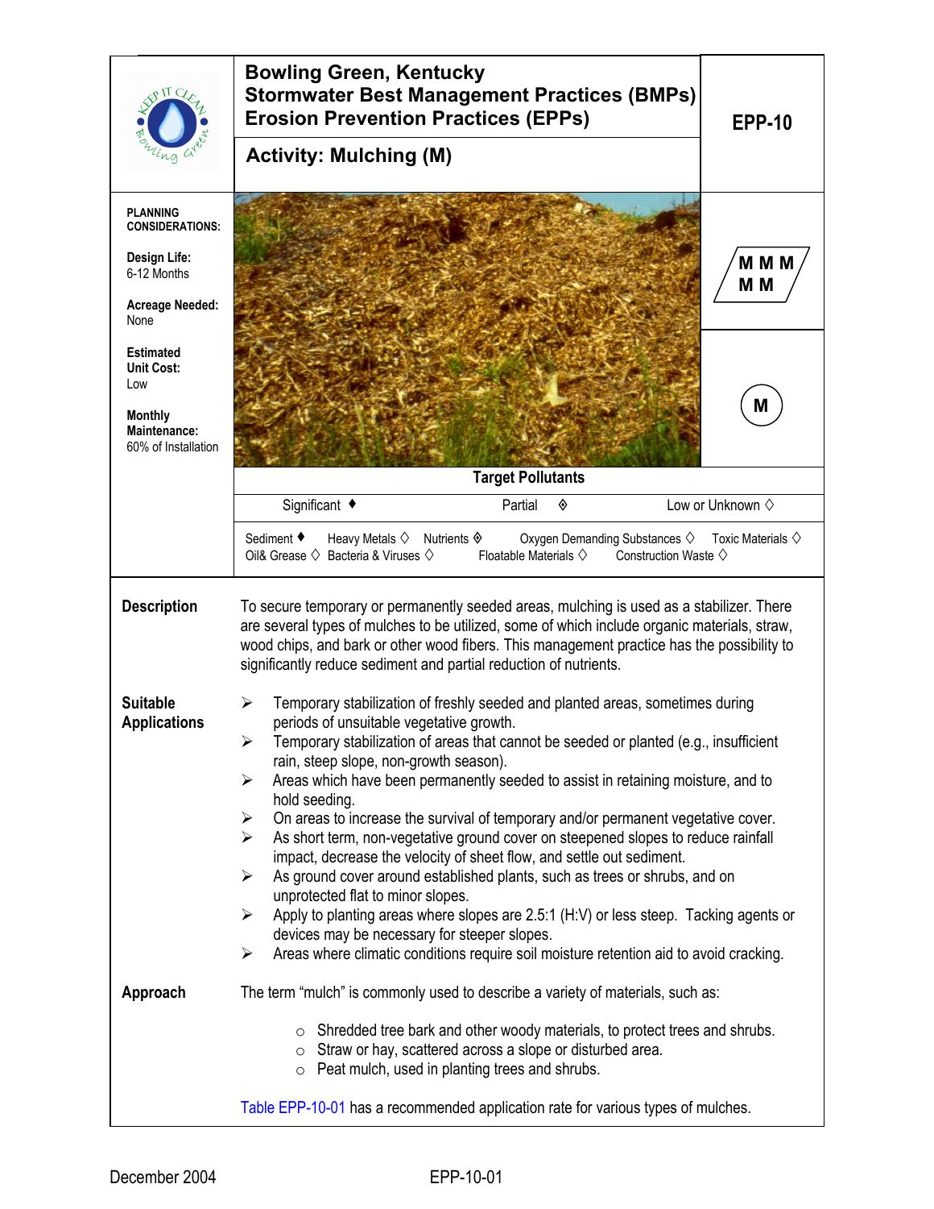# Bowling Green, Kentucky
## Stormwater Best Management Practices (BMPs)
## Erosion Prevention Practices (EPPs)

**EPP-10**

### Activity: Mulching (M)

**PLANNING CONSIDERATIONS:**

**Design Life:**
6-12 Months

**Acreage Needed:**
None

**Estimated Unit Cost:**
Low

**Monthly Maintenance:**
60% of Installation

M M M
M M

M

**Target Pollutants**

| Significant ♦ | Partial ◈ | Low or Unknown ◊ |
|---|---|---|

Sediment ♦ Heavy Metals ◊ Nutrients ◈ Oxygen Demanding Substances ◊ Toxic Materials ◊
Oil& Grease ◊ Bacteria & Viruses ◊ Floatable Materials ◊ Construction Waste ◊

**Description**

To secure temporary or permanently seeded areas, mulching is used as a stabilizer. There are several types of mulches to be utilized, some of which include organic materials, straw, wood chips, and bark or other wood fibers. This management practice has the possibility to significantly reduce sediment and partial reduction of nutrients.

**Suitable Applications**

- Temporary stabilization of freshly seeded and planted areas, sometimes during periods of unsuitable vegetative growth.
- Temporary stabilization of areas that cannot be seeded or planted (e.g., insufficient rain, steep slope, non-growth season).
- Areas which have been permanently seeded to assist in retaining moisture, and to hold seeding.
- On areas to increase the survival of temporary and/or permanent vegetative cover.
- As short term, non-vegetative ground cover on steepened slopes to reduce rainfall impact, decrease the velocity of sheet flow, and settle out sediment.
- As ground cover around established plants, such as trees or shrubs, and on unprotected flat to minor slopes.
- Apply to planting areas where slopes are 2.5:1 (H:V) or less steep. Tacking agents or devices may be necessary for steeper slopes.
- Areas where climatic conditions require soil moisture retention aid to avoid cracking.

**Approach**

The term "mulch" is commonly used to describe a variety of materials, such as:

- Shredded tree bark and other woody materials, to protect trees and shrubs.
- Straw or hay, scattered across a slope or disturbed area.
- Peat mulch, used in planting trees and shrubs.

Table EPP-10-01 has a recommended application rate for various types of mulches.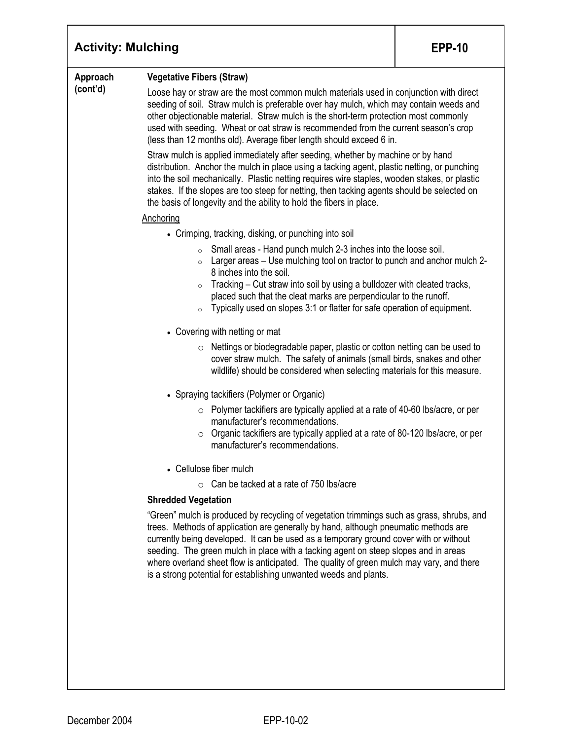## Activity: Mulching — EPP-10

**Approach (cont'd)**

### Vegetative Fibers (Straw)

Loose hay or straw are the most common mulch materials used in conjunction with direct seeding of soil. Straw mulch is preferable over hay mulch, which may contain weeds and other objectionable material. Straw mulch is the short-term protection most commonly used with seeding. Wheat or oat straw is recommended from the current season's crop (less than 12 months old). Average fiber length should exceed 6 in.

Straw mulch is applied immediately after seeding, whether by machine or by hand distribution. Anchor the mulch in place using a tacking agent, plastic netting, or punching into the soil mechanically. Plastic netting requires wire staples, wooden stakes, or plastic stakes. If the slopes are too steep for netting, then tacking agents should be selected on the basis of longevity and the ability to hold the fibers in place.

<u>Anchoring</u>

- Crimping, tracking, disking, or punching into soil
  - Small areas - Hand punch mulch 2-3 inches into the loose soil.
  - Larger areas – Use mulching tool on tractor to punch and anchor mulch 2-8 inches into the soil.
  - Tracking – Cut straw into soil by using a bulldozer with cleated tracks, placed such that the cleat marks are perpendicular to the runoff.
  - Typically used on slopes 3:1 or flatter for safe operation of equipment.
- Covering with netting or mat
  - Nettings or biodegradable paper, plastic or cotton netting can be used to cover straw mulch. The safety of animals (small birds, snakes and other wildlife) should be considered when selecting materials for this measure.
- Spraying tackifiers (Polymer or Organic)
  - Polymer tackifiers are typically applied at a rate of 40-60 lbs/acre, or per manufacturer's recommendations.
  - Organic tackifiers are typically applied at a rate of 80-120 lbs/acre, or per manufacturer's recommendations.
- Cellulose fiber mulch
  - Can be tacked at a rate of 750 lbs/acre

### Shredded Vegetation

"Green" mulch is produced by recycling of vegetation trimmings such as grass, shrubs, and trees. Methods of application are generally by hand, although pneumatic methods are currently being developed. It can be used as a temporary ground cover with or without seeding. The green mulch in place with a tacking agent on steep slopes and in areas where overland sheet flow is anticipated. The quality of green mulch may vary, and there is a strong potential for establishing unwanted weeds and plants.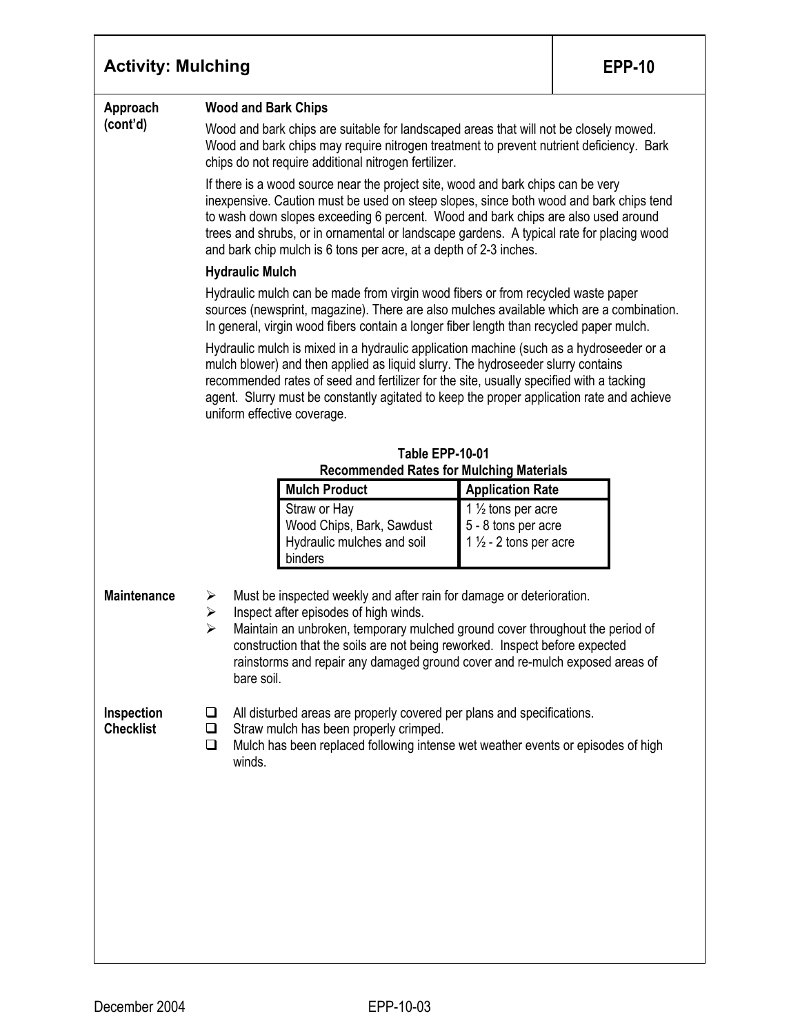# Activity: Mulching — EPP-10

**Approach (cont'd)**

**Wood and Bark Chips**

Wood and bark chips are suitable for landscaped areas that will not be closely mowed. Wood and bark chips may require nitrogen treatment to prevent nutrient deficiency. Bark chips do not require additional nitrogen fertilizer.

If there is a wood source near the project site, wood and bark chips can be very inexpensive. Caution must be used on steep slopes, since both wood and bark chips tend to wash down slopes exceeding 6 percent. Wood and bark chips are also used around trees and shrubs, or in ornamental or landscape gardens. A typical rate for placing wood and bark chip mulch is 6 tons per acre, at a depth of 2-3 inches.

**Hydraulic Mulch**

Hydraulic mulch can be made from virgin wood fibers or from recycled waste paper sources (newsprint, magazine). There are also mulches available which are a combination. In general, virgin wood fibers contain a longer fiber length than recycled paper mulch.

Hydraulic mulch is mixed in a hydraulic application machine (such as a hydroseeder or a mulch blower) and then applied as liquid slurry. The hydroseeder slurry contains recommended rates of seed and fertilizer for the site, usually specified with a tacking agent. Slurry must be constantly agitated to keep the proper application rate and achieve uniform effective coverage.

**Table EPP-10-01**
**Recommended Rates for Mulching Materials**

| Mulch Product | Application Rate |
|---|---|
| Straw or Hay | 1 ½ tons per acre |
| Wood Chips, Bark, Sawdust | 5 - 8 tons per acre |
| Hydraulic mulches and soil binders | 1 ½ - 2 tons per acre |

**Maintenance**

- Must be inspected weekly and after rain for damage or deterioration.
- Inspect after episodes of high winds.
- Maintain an unbroken, temporary mulched ground cover throughout the period of construction that the soils are not being reworked. Inspect before expected rainstorms and repair any damaged ground cover and re-mulch exposed areas of bare soil.

**Inspection Checklist**

- ☐ All disturbed areas are properly covered per plans and specifications.
- ☐ Straw mulch has been properly crimped.
- ☐ Mulch has been replaced following intense wet weather events or episodes of high winds.